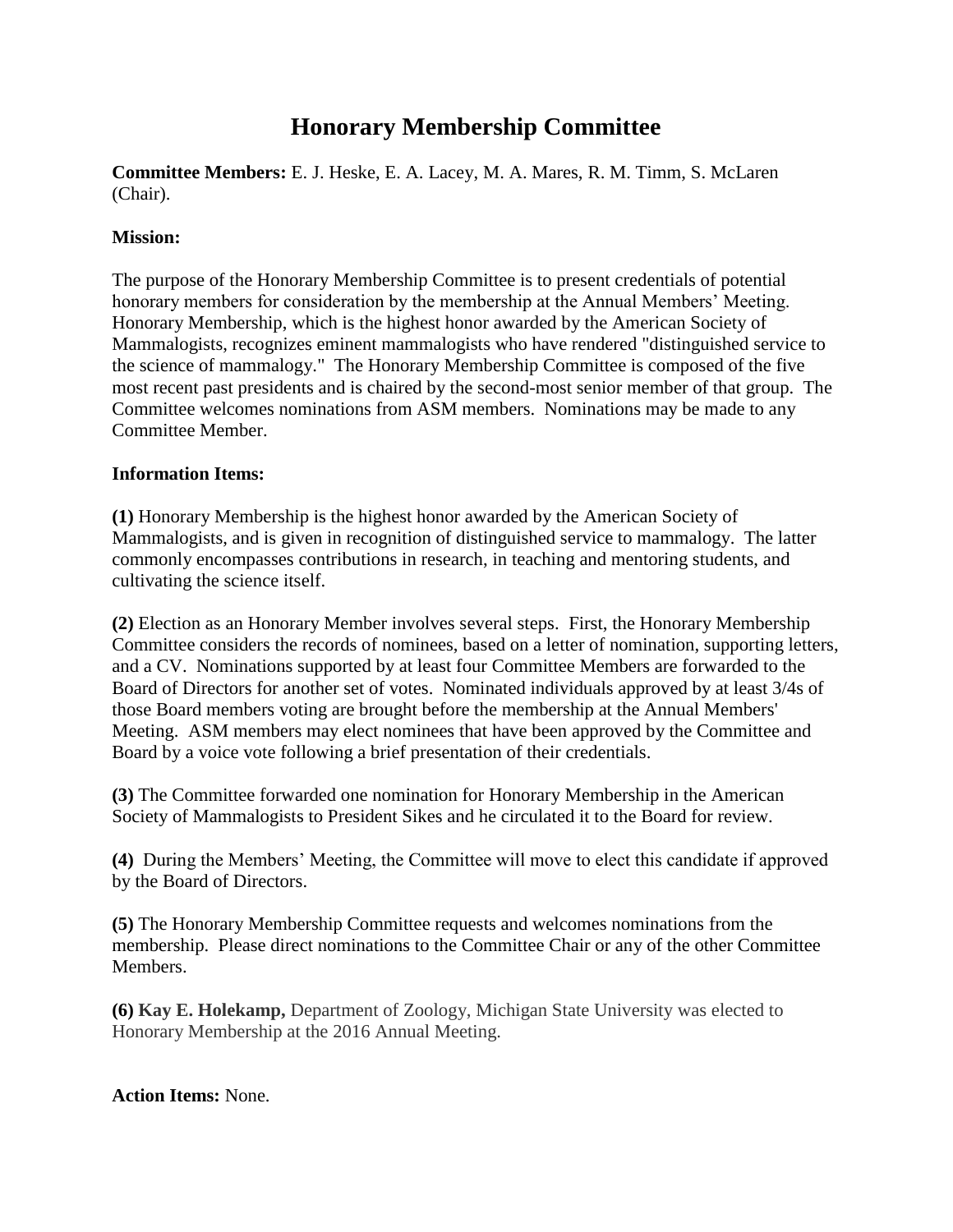# Honorary Membership Committee

**Committee Members:** E. J. Heske, E. A. Lacey, M. A. Mares, R. M. Timm, S. McLaren (Chair).

**Mission:**

The purpose of the Honorary Membership Committee is to present credentials of potential honorary members for consideration by the membership at the Annual Members' Meeting. Honorary Membership, which is the highest honor awarded by the American Society of Mammalogists, recognizes eminent mammalogists who have rendered "distinguished service to the science of mammalogy." The Honorary Membership Committee is composed of the five most recent past presidents and is chaired by the second-most senior member of that group. The Committee welcomes nominations from ASM members. Nominations may be made to any Committee Member.

**Information Items:**

**(1)** Honorary Membership is the highest honor awarded by the American Society of Mammalogists, and is given in recognition of distinguished service to mammalogy. The latter commonly encompasses contributions in research, in teaching and mentoring students, and cultivating the science itself.

**(2)** Election as an Honorary Member involves several steps. First, the Honorary Membership Committee considers the records of nominees, based on a letter of nomination, supporting letters, and a CV. Nominations supported by at least four Committee Members are forwarded to the Board of Directors for another set of votes. Nominated individuals approved by at least 3/4s of those Board members voting are brought before the membership at the Annual Members' Meeting. ASM members may elect nominees that have been approved by the Committee and Board by a voice vote following a brief presentation of their credentials.

**(3)** The Committee forwarded one nomination for Honorary Membership in the American Society of Mammalogists to President Sikes and he circulated it to the Board for review.

**(4)** During the Members' Meeting, the Committee will move to elect this candidate if approved by the Board of Directors.

**(5)** The Honorary Membership Committee requests and welcomes nominations from the membership. Please direct nominations to the Committee Chair or any of the other Committee Members.

**(6) Kay E. Holekamp,** Department of Zoology, Michigan State University was elected to Honorary Membership at the 2016 Annual Meeting.

**Action Items:** None.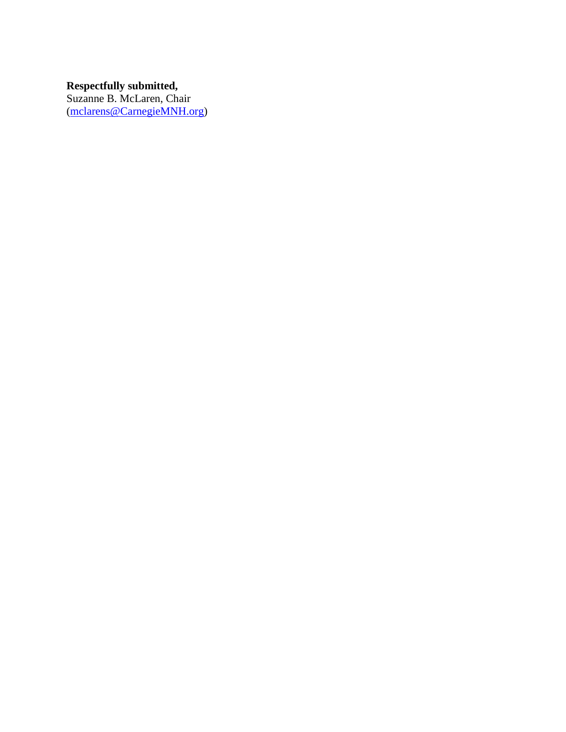**Respectfully submitted,**
Suzanne B. McLaren, Chair
([mclarens@CarnegieMNH.org](mailto:mclarens@CarnegieMNH.org))